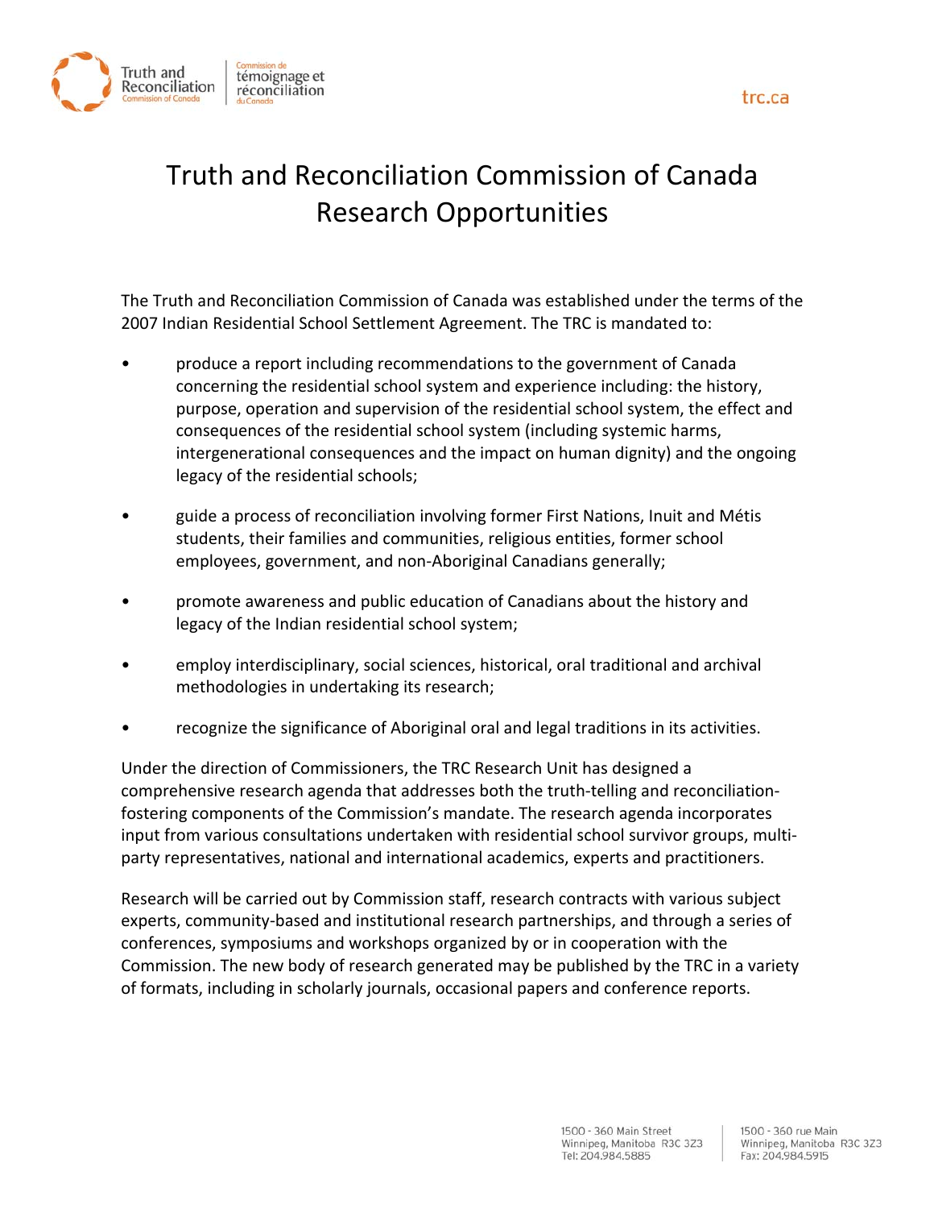# Truth and Reconciliation Commission of Canada Research Opportunities

The Truth and Reconciliation Commission of Canada was established under the terms of the 2007 Indian Residential School Settlement Agreement. The TRC is mandated to:

- produce a report including recommendations to the government of Canada concerning the residential school system and experience including: the history, purpose, operation and supervision of the residential school system, the effect and consequences of the residential school system (including systemic harms, intergenerational consequences and the impact on human dignity) and the ongoing legacy of the residential schools;

- guide a process of reconciliation involving former First Nations, Inuit and Métis students, their families and communities, religious entities, former school employees, government, and non-Aboriginal Canadians generally;

- promote awareness and public education of Canadians about the history and legacy of the Indian residential school system;

- employ interdisciplinary, social sciences, historical, oral traditional and archival methodologies in undertaking its research;

- recognize the significance of Aboriginal oral and legal traditions in its activities.

Under the direction of Commissioners, the TRC Research Unit has designed a comprehensive research agenda that addresses both the truth-telling and reconciliation-fostering components of the Commission's mandate. The research agenda incorporates input from various consultations undertaken with residential school survivor groups, multi-party representatives, national and international academics, experts and practitioners.

Research will be carried out by Commission staff, research contracts with various subject experts, community-based and institutional research partnerships, and through a series of conferences, symposiums and workshops organized by or in cooperation with the Commission. The new body of research generated may be published by the TRC in a variety of formats, including in scholarly journals, occasional papers and conference reports.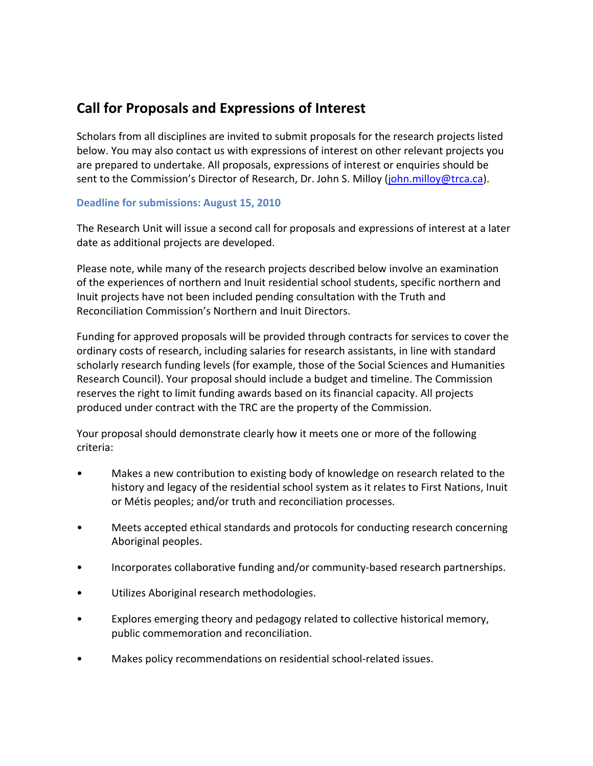## Call for Proposals and Expressions of Interest

Scholars from all disciplines are invited to submit proposals for the research projects listed below. You may also contact us with expressions of interest on other relevant projects you are prepared to undertake. All proposals, expressions of interest or enquiries should be sent to the Commission's Director of Research, Dr. John S. Milloy (john.milloy@trca.ca).

**Deadline for submissions: August 15, 2010**

The Research Unit will issue a second call for proposals and expressions of interest at a later date as additional projects are developed.

Please note, while many of the research projects described below involve an examination of the experiences of northern and Inuit residential school students, specific northern and Inuit projects have not been included pending consultation with the Truth and Reconciliation Commission's Northern and Inuit Directors.

Funding for approved proposals will be provided through contracts for services to cover the ordinary costs of research, including salaries for research assistants, in line with standard scholarly research funding levels (for example, those of the Social Sciences and Humanities Research Council). Your proposal should include a budget and timeline. The Commission reserves the right to limit funding awards based on its financial capacity. All projects produced under contract with the TRC are the property of the Commission.

Your proposal should demonstrate clearly how it meets one or more of the following criteria:

- Makes a new contribution to existing body of knowledge on research related to the history and legacy of the residential school system as it relates to First Nations, Inuit or Métis peoples; and/or truth and reconciliation processes.
- Meets accepted ethical standards and protocols for conducting research concerning Aboriginal peoples.
- Incorporates collaborative funding and/or community-based research partnerships.
- Utilizes Aboriginal research methodologies.
- Explores emerging theory and pedagogy related to collective historical memory, public commemoration and reconciliation.
- Makes policy recommendations on residential school-related issues.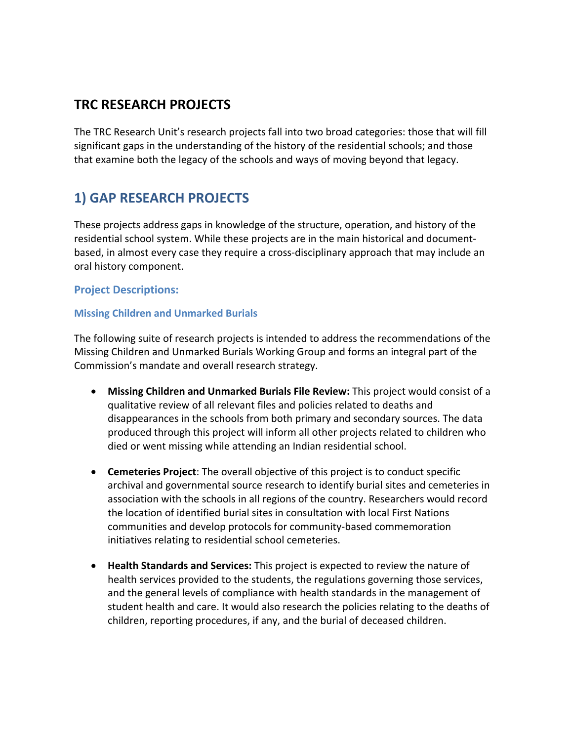## TRC RESEARCH PROJECTS

The TRC Research Unit's research projects fall into two broad categories: those that will fill significant gaps in the understanding of the history of the residential schools; and those that examine both the legacy of the schools and ways of moving beyond that legacy.

## 1) GAP RESEARCH PROJECTS

These projects address gaps in knowledge of the structure, operation, and history of the residential school system. While these projects are in the main historical and document-based, in almost every case they require a cross-disciplinary approach that may include an oral history component.

### Project Descriptions:

#### Missing Children and Unmarked Burials

The following suite of research projects is intended to address the recommendations of the Missing Children and Unmarked Burials Working Group and forms an integral part of the Commission's mandate and overall research strategy.

- **Missing Children and Unmarked Burials File Review:** This project would consist of a qualitative review of all relevant files and policies related to deaths and disappearances in the schools from both primary and secondary sources. The data produced through this project will inform all other projects related to children who died or went missing while attending an Indian residential school.

- **Cemeteries Project**: The overall objective of this project is to conduct specific archival and governmental source research to identify burial sites and cemeteries in association with the schools in all regions of the country. Researchers would record the location of identified burial sites in consultation with local First Nations communities and develop protocols for community-based commemoration initiatives relating to residential school cemeteries.

- **Health Standards and Services:** This project is expected to review the nature of health services provided to the students, the regulations governing those services, and the general levels of compliance with health standards in the management of student health and care. It would also research the policies relating to the deaths of children, reporting procedures, if any, and the burial of deceased children.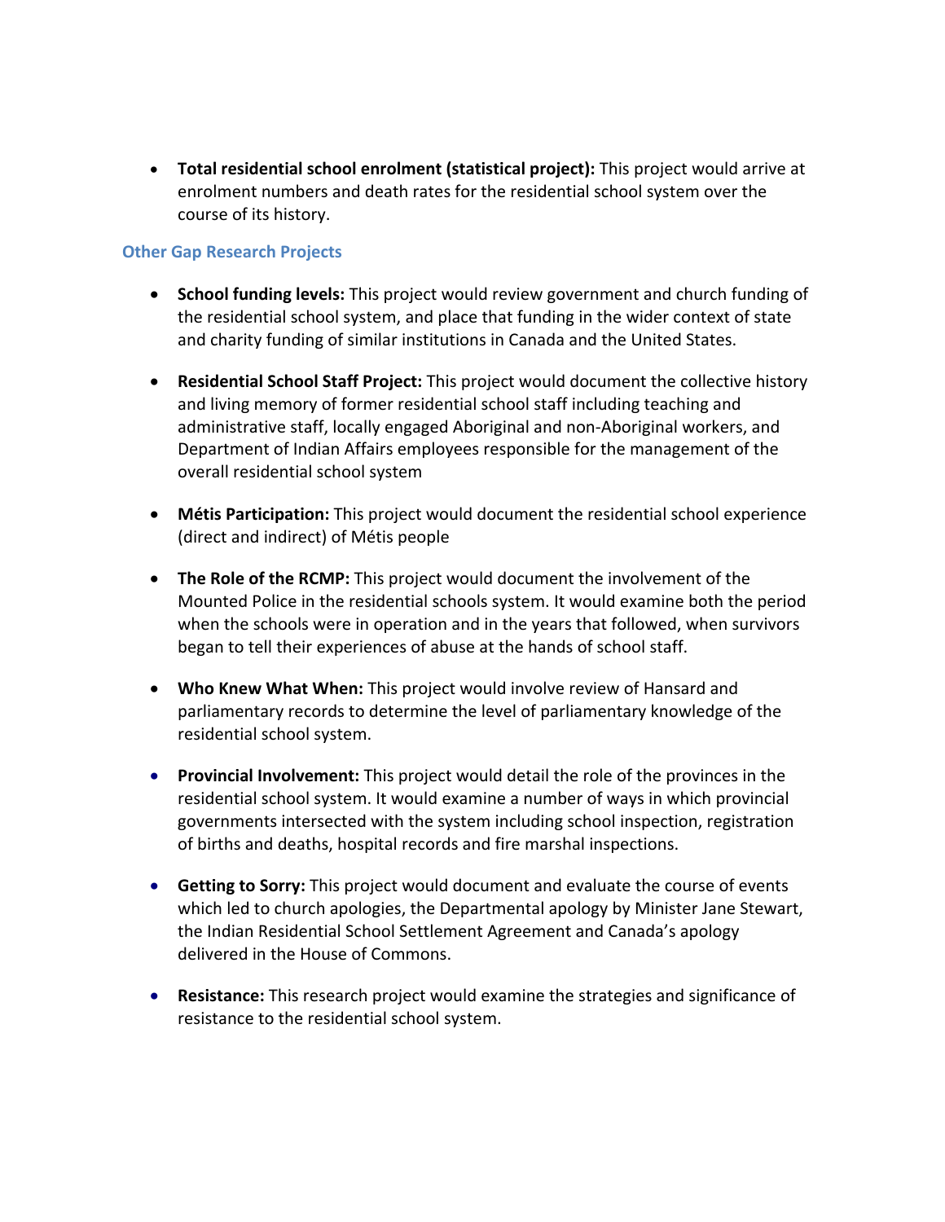- **Total residential school enrolment (statistical project):** This project would arrive at enrolment numbers and death rates for the residential school system over the course of its history.

### Other Gap Research Projects

- **School funding levels:** This project would review government and church funding of the residential school system, and place that funding in the wider context of state and charity funding of similar institutions in Canada and the United States.

- **Residential School Staff Project:** This project would document the collective history and living memory of former residential school staff including teaching and administrative staff, locally engaged Aboriginal and non-Aboriginal workers, and Department of Indian Affairs employees responsible for the management of the overall residential school system

- **Métis Participation:** This project would document the residential school experience (direct and indirect) of Métis people

- **The Role of the RCMP:** This project would document the involvement of the Mounted Police in the residential schools system. It would examine both the period when the schools were in operation and in the years that followed, when survivors began to tell their experiences of abuse at the hands of school staff.

- **Who Knew What When:** This project would involve review of Hansard and parliamentary records to determine the level of parliamentary knowledge of the residential school system.

- **Provincial Involvement:** This project would detail the role of the provinces in the residential school system. It would examine a number of ways in which provincial governments intersected with the system including school inspection, registration of births and deaths, hospital records and fire marshal inspections.

- **Getting to Sorry:** This project would document and evaluate the course of events which led to church apologies, the Departmental apology by Minister Jane Stewart, the Indian Residential School Settlement Agreement and Canada's apology delivered in the House of Commons.

- **Resistance:** This research project would examine the strategies and significance of resistance to the residential school system.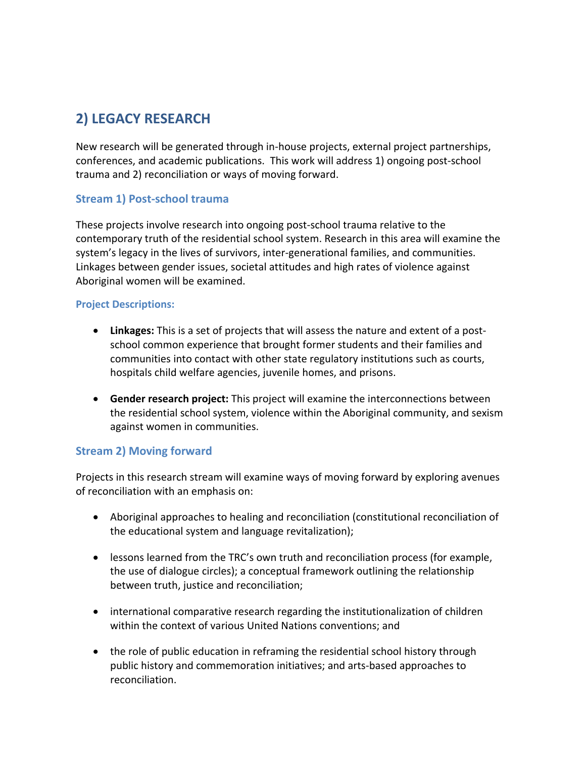## 2) LEGACY RESEARCH

New research will be generated through in-house projects, external project partnerships, conferences, and academic publications. This work will address 1) ongoing post-school trauma and 2) reconciliation or ways of moving forward.

### Stream 1) Post-school trauma

These projects involve research into ongoing post-school trauma relative to the contemporary truth of the residential school system. Research in this area will examine the system's legacy in the lives of survivors, inter-generational families, and communities. Linkages between gender issues, societal attitudes and high rates of violence against Aboriginal women will be examined.

#### Project Descriptions:

- **Linkages:** This is a set of projects that will assess the nature and extent of a post-school common experience that brought former students and their families and communities into contact with other state regulatory institutions such as courts, hospitals child welfare agencies, juvenile homes, and prisons.

- **Gender research project:** This project will examine the interconnections between the residential school system, violence within the Aboriginal community, and sexism against women in communities.

### Stream 2) Moving forward

Projects in this research stream will examine ways of moving forward by exploring avenues of reconciliation with an emphasis on:

- Aboriginal approaches to healing and reconciliation (constitutional reconciliation of the educational system and language revitalization);

- lessons learned from the TRC's own truth and reconciliation process (for example, the use of dialogue circles); a conceptual framework outlining the relationship between truth, justice and reconciliation;

- international comparative research regarding the institutionalization of children within the context of various United Nations conventions; and

- the role of public education in reframing the residential school history through public history and commemoration initiatives; and arts-based approaches to reconciliation.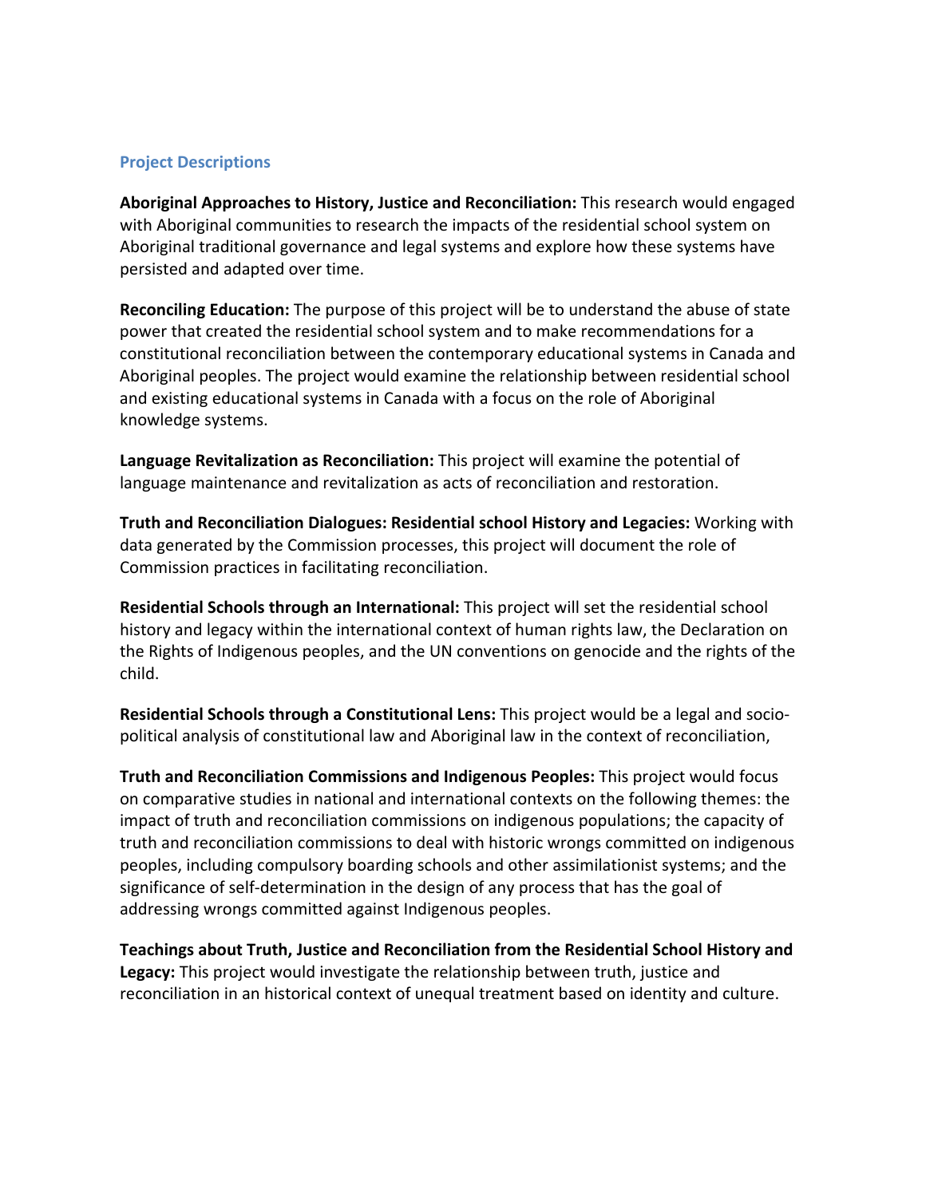### Project Descriptions

**Aboriginal Approaches to History, Justice and Reconciliation:** This research would engaged with Aboriginal communities to research the impacts of the residential school system on Aboriginal traditional governance and legal systems and explore how these systems have persisted and adapted over time.

**Reconciling Education:** The purpose of this project will be to understand the abuse of state power that created the residential school system and to make recommendations for a constitutional reconciliation between the contemporary educational systems in Canada and Aboriginal peoples. The project would examine the relationship between residential school and existing educational systems in Canada with a focus on the role of Aboriginal knowledge systems.

**Language Revitalization as Reconciliation:** This project will examine the potential of language maintenance and revitalization as acts of reconciliation and restoration.

**Truth and Reconciliation Dialogues: Residential school History and Legacies:** Working with data generated by the Commission processes, this project will document the role of Commission practices in facilitating reconciliation.

**Residential Schools through an International:** This project will set the residential school history and legacy within the international context of human rights law, the Declaration on the Rights of Indigenous peoples, and the UN conventions on genocide and the rights of the child.

**Residential Schools through a Constitutional Lens:** This project would be a legal and socio-political analysis of constitutional law and Aboriginal law in the context of reconciliation,

**Truth and Reconciliation Commissions and Indigenous Peoples:** This project would focus on comparative studies in national and international contexts on the following themes: the impact of truth and reconciliation commissions on indigenous populations; the capacity of truth and reconciliation commissions to deal with historic wrongs committed on indigenous peoples, including compulsory boarding schools and other assimilationist systems; and the significance of self-determination in the design of any process that has the goal of addressing wrongs committed against Indigenous peoples.

**Teachings about Truth, Justice and Reconciliation from the Residential School History and Legacy:** This project would investigate the relationship between truth, justice and reconciliation in an historical context of unequal treatment based on identity and culture.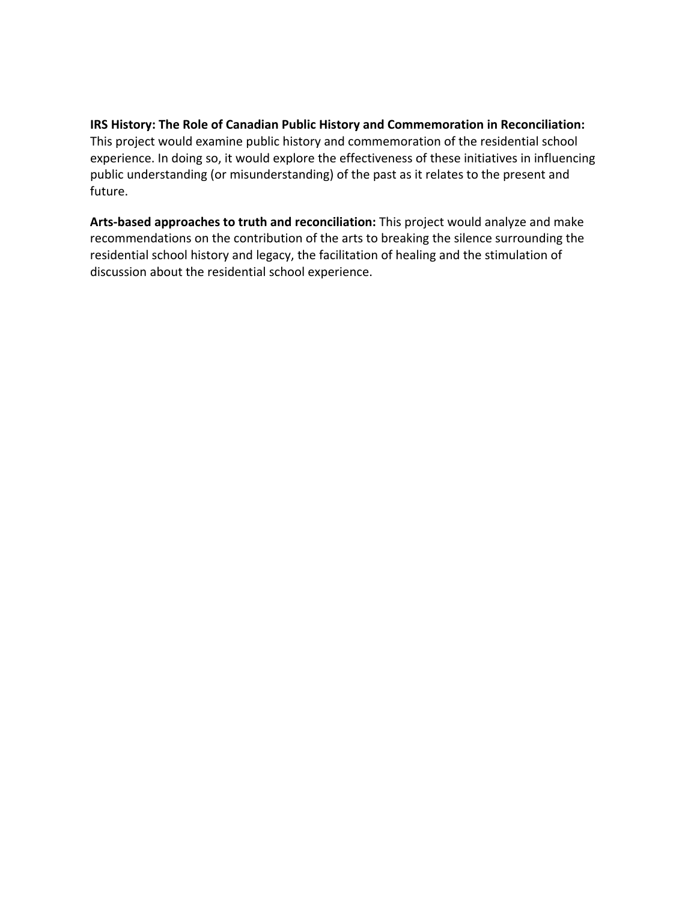**IRS History: The Role of Canadian Public History and Commemoration in Reconciliation:** This project would examine public history and commemoration of the residential school experience. In doing so, it would explore the effectiveness of these initiatives in influencing public understanding (or misunderstanding) of the past as it relates to the present and future.

**Arts-based approaches to truth and reconciliation:** This project would analyze and make recommendations on the contribution of the arts to breaking the silence surrounding the residential school history and legacy, the facilitation of healing and the stimulation of discussion about the residential school experience.